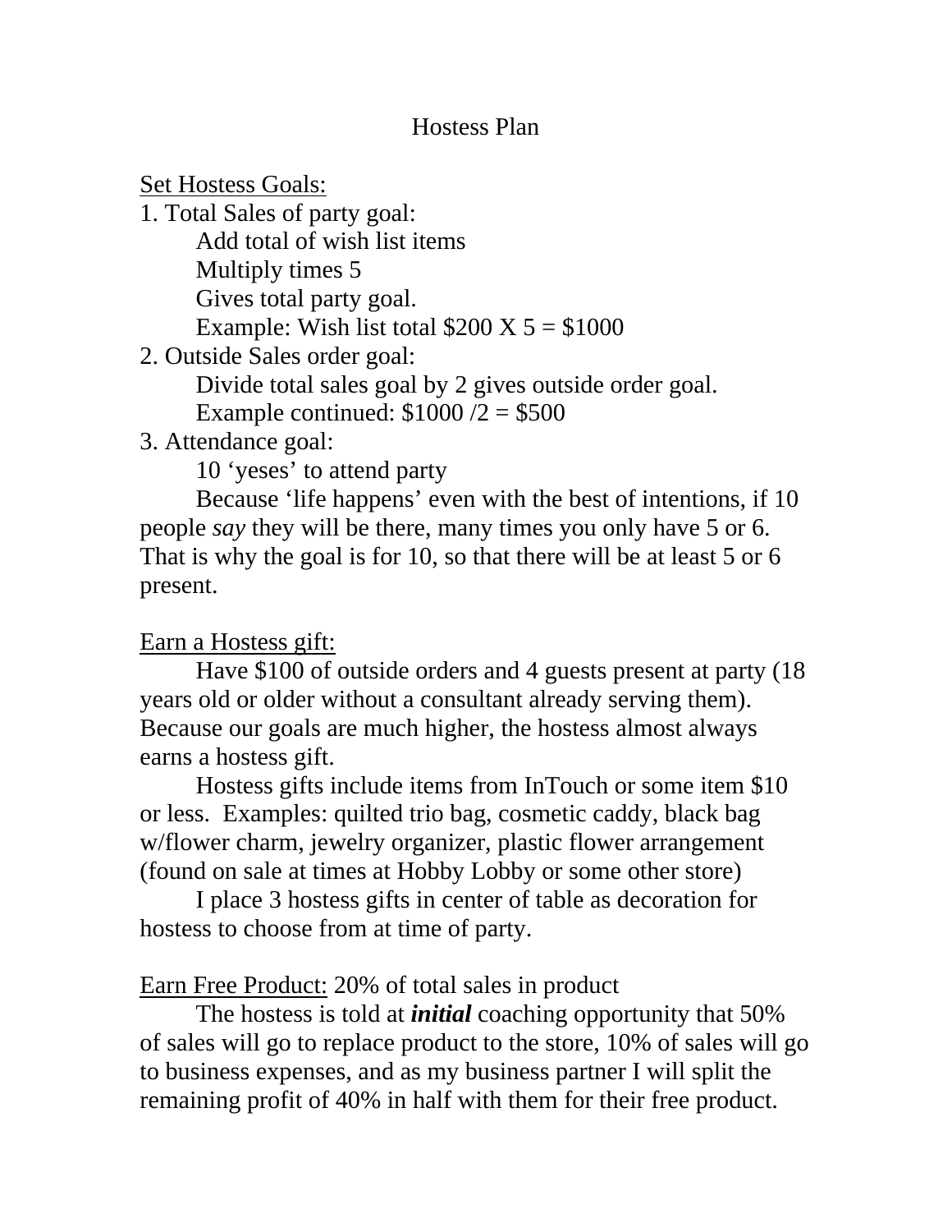# Hostess Plan

<u>Set Hostess Goals:</u>

1. Total Sales of party goal:

   Add total of wish list items
   Multiply times 5
   Gives total party goal.
   Example: Wish list total $200 X 5 = $1000

2. Outside Sales order goal:

   Divide total sales goal by 2 gives outside order goal.
   Example continued: $1000 /2 = $500

3. Attendance goal:

   10 'yeses' to attend party

   Because 'life happens' even with the best of intentions, if 10 people *say* they will be there, many times you only have 5 or 6. That is why the goal is for 10, so that there will be at least 5 or 6 present.

<u>Earn a Hostess gift:</u>

Have $100 of outside orders and 4 guests present at party (18 years old or older without a consultant already serving them). Because our goals are much higher, the hostess almost always earns a hostess gift.

Hostess gifts include items from InTouch or some item $10 or less. Examples: quilted trio bag, cosmetic caddy, black bag w/flower charm, jewelry organizer, plastic flower arrangement (found on sale at times at Hobby Lobby or some other store)

I place 3 hostess gifts in center of table as decoration for hostess to choose from at time of party.

<u>Earn Free Product:</u> 20% of total sales in product

The hostess is told at ***initial*** coaching opportunity that 50% of sales will go to replace product to the store, 10% of sales will go to business expenses, and as my business partner I will split the remaining profit of 40% in half with them for their free product.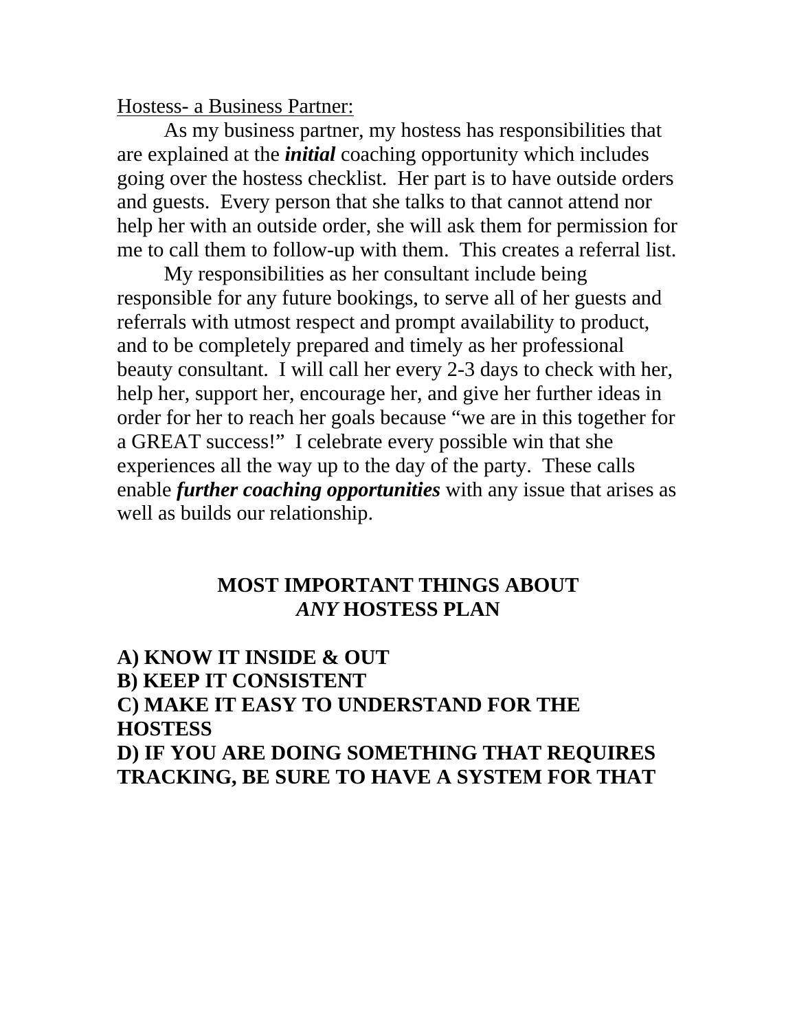<u>Hostess- a Business Partner:</u>

As my business partner, my hostess has responsibilities that are explained at the ***initial*** coaching opportunity which includes going over the hostess checklist. Her part is to have outside orders and guests. Every person that she talks to that cannot attend nor help her with an outside order, she will ask them for permission for me to call them to follow-up with them. This creates a referral list.

My responsibilities as her consultant include being responsible for any future bookings, to serve all of her guests and referrals with utmost respect and prompt availability to product, and to be completely prepared and timely as her professional beauty consultant. I will call her every 2-3 days to check with her, help her, support her, encourage her, and give her further ideas in order for her to reach her goals because "we are in this together for a GREAT success!" I celebrate every possible win that she experiences all the way up to the day of the party. These calls enable ***further coaching opportunities*** with any issue that arises as well as builds our relationship.

## MOST IMPORTANT THINGS ABOUT *ANY* HOSTESS PLAN

**A) KNOW IT INSIDE & OUT**
**B) KEEP IT CONSISTENT**
**C) MAKE IT EASY TO UNDERSTAND FOR THE HOSTESS**
**D) IF YOU ARE DOING SOMETHING THAT REQUIRES TRACKING, BE SURE TO HAVE A SYSTEM FOR THAT**